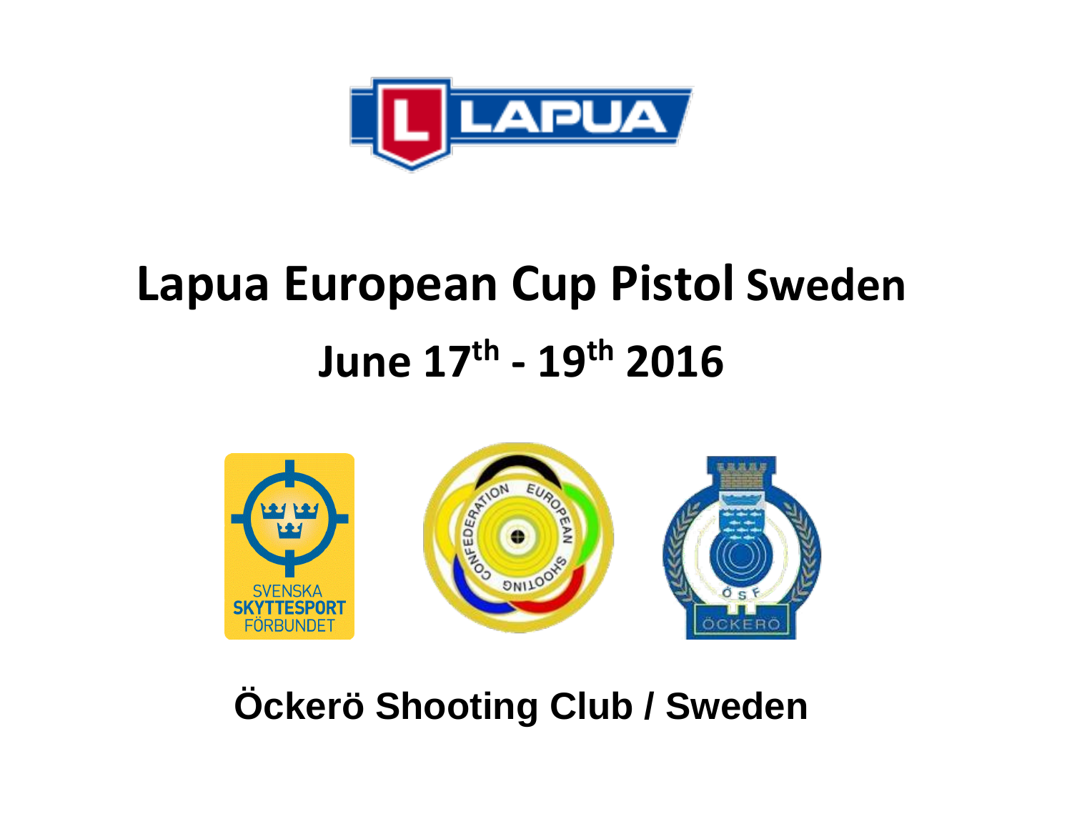# Lapua European Cup Pistol Sweden

## June 17th - 19th 2016

**Öckerö Shooting Club / Sweden**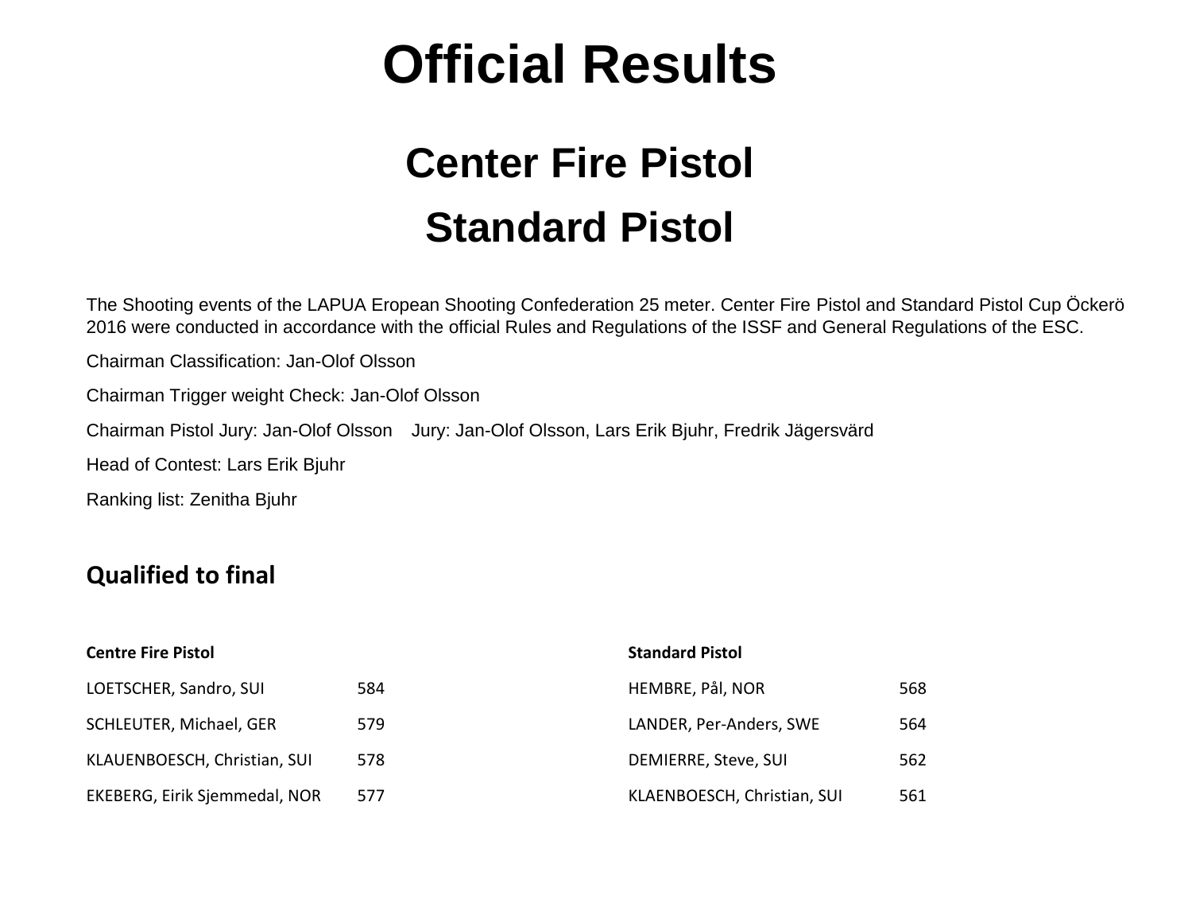# Official Results

## Center Fire Pistol

## Standard Pistol

The Shooting events of the LAPUA Eropean Shooting Confederation 25 meter. Center Fire Pistol and Standard Pistol Cup Öckerö 2016 were conducted in accordance with the official Rules and Regulations of the ISSF and General Regulations of the ESC.

Chairman Classification: Jan-Olof Olsson

Chairman Trigger weight Check: Jan-Olof Olsson

Chairman Pistol Jury: Jan-Olof Olsson    Jury: Jan-Olof Olsson, Lars Erik Bjuhr, Fredrik Jägersvärd

Head of Contest: Lars Erik Bjuhr

Ranking list: Zenitha Bjuhr

### Qualified to final

**Centre Fire Pistol**

| | |
|---|---|
| LOETSCHER, Sandro, SUI | 584 |
| SCHLEUTER, Michael, GER | 579 |
| KLAUENBOESCH, Christian, SUI | 578 |
| EKEBERG, Eirik Sjemmedal, NOR | 577 |

**Standard Pistol**

| | |
|---|---|
| HEMBRE, Pål, NOR | 568 |
| LANDER, Per-Anders, SWE | 564 |
| DEMIERRE, Steve, SUI | 562 |
| KLAENBOESCH, Christian, SUI | 561 |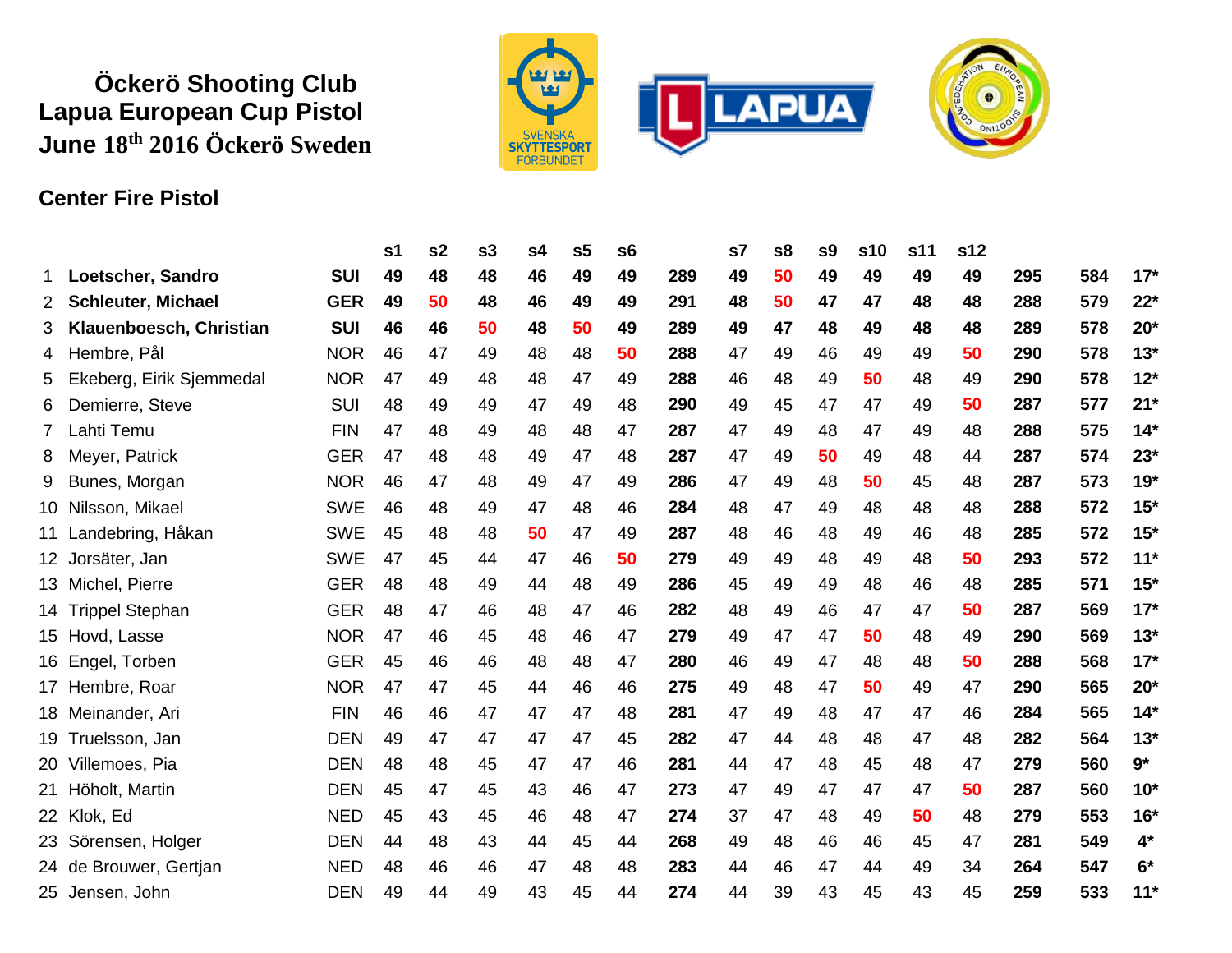# Öckerö Shooting Club
# Lapua European Cup Pistol
# June 18th 2016 Öckerö Sweden

## Center Fire Pistol

| | | | s1 | s2 | s3 | s4 | s5 | s6 | | s7 | s8 | s9 | s10 | s11 | s12 | | | |
|---|---|---|---|---|---|---|---|---|---|---|---|---|---|---|---|---|---|---|
| 1 | **Loetscher, Sandro** | **SUI** | **49** | **48** | **48** | **46** | **49** | **49** | **289** | **49** | **50** | **49** | **49** | **49** | **49** | **295** | **584** | **17*** |
| 2 | **Schleuter, Michael** | **GER** | **49** | **50** | **48** | **46** | **49** | **49** | **291** | **48** | **50** | **47** | **47** | **48** | **48** | **288** | **579** | **22*** |
| 3 | **Klauenboesch, Christian** | **SUI** | **46** | **46** | **50** | **48** | **50** | **49** | **289** | **49** | **47** | **48** | **49** | **48** | **48** | **289** | **578** | **20*** |
| 4 | Hembre, Pål | NOR | 46 | 47 | 49 | 48 | 48 | 50 | **288** | 47 | 49 | 46 | 49 | 49 | 50 | **290** | **578** | **13*** |
| 5 | Ekeberg, Eirik Sjemmedal | NOR | 47 | 49 | 48 | 48 | 47 | 49 | **288** | 46 | 48 | 49 | 50 | 48 | 49 | **290** | **578** | **12*** |
| 6 | Demierre, Steve | SUI | 48 | 49 | 49 | 47 | 49 | 48 | **290** | 49 | 45 | 47 | 47 | 49 | 50 | **287** | **577** | **21*** |
| 7 | Lahti Temu | FIN | 47 | 48 | 49 | 48 | 48 | 47 | **287** | 47 | 49 | 48 | 47 | 49 | 48 | **288** | **575** | **14*** |
| 8 | Meyer, Patrick | GER | 47 | 48 | 48 | 49 | 47 | 48 | **287** | 47 | 49 | 50 | 49 | 48 | 44 | **287** | **574** | **23*** |
| 9 | Bunes, Morgan | NOR | 46 | 47 | 48 | 49 | 47 | 49 | **286** | 47 | 49 | 48 | 50 | 45 | 48 | **287** | **573** | **19*** |
| 10 | Nilsson, Mikael | SWE | 46 | 48 | 49 | 47 | 48 | 46 | **284** | 48 | 47 | 49 | 48 | 48 | 48 | **288** | **572** | **15*** |
| 11 | Landebring, Håkan | SWE | 45 | 48 | 48 | 50 | 47 | 49 | **287** | 48 | 46 | 48 | 49 | 46 | 48 | **285** | **572** | **15*** |
| 12 | Jorsäter, Jan | SWE | 47 | 45 | 44 | 47 | 46 | 50 | **279** | 49 | 49 | 48 | 49 | 48 | 50 | **293** | **572** | **11*** |
| 13 | Michel, Pierre | GER | 48 | 48 | 49 | 44 | 48 | 49 | **286** | 45 | 49 | 49 | 48 | 46 | 48 | **285** | **571** | **15*** |
| 14 | Trippel Stephan | GER | 48 | 47 | 46 | 48 | 47 | 46 | **282** | 48 | 49 | 46 | 47 | 47 | 50 | **287** | **569** | **17*** |
| 15 | Hovd, Lasse | NOR | 47 | 46 | 45 | 48 | 46 | 47 | **279** | 49 | 47 | 47 | 50 | 48 | 49 | **290** | **569** | **13*** |
| 16 | Engel, Torben | GER | 45 | 46 | 46 | 48 | 48 | 47 | **280** | 46 | 49 | 47 | 48 | 48 | 50 | **288** | **568** | **17*** |
| 17 | Hembre, Roar | NOR | 47 | 47 | 45 | 44 | 46 | 46 | **275** | 49 | 48 | 47 | 50 | 49 | 47 | **290** | **565** | **20*** |
| 18 | Meinander, Ari | FIN | 46 | 46 | 47 | 47 | 47 | 48 | **281** | 47 | 49 | 48 | 47 | 47 | 46 | **284** | **565** | **14*** |
| 19 | Truelsson, Jan | DEN | 49 | 47 | 47 | 47 | 47 | 45 | **282** | 47 | 44 | 48 | 48 | 47 | 48 | **282** | **564** | **13*** |
| 20 | Villemoes, Pia | DEN | 48 | 48 | 45 | 47 | 47 | 46 | **281** | 44 | 47 | 48 | 45 | 48 | 47 | **279** | **560** | **9*** |
| 21 | Höholt, Martin | DEN | 45 | 47 | 45 | 43 | 46 | 47 | **273** | 47 | 49 | 47 | 47 | 47 | 50 | **287** | **560** | **10*** |
| 22 | Klok, Ed | NED | 45 | 43 | 45 | 46 | 48 | 47 | **274** | 37 | 47 | 48 | 49 | 50 | 48 | **279** | **553** | **16*** |
| 23 | Sörensen, Holger | DEN | 44 | 48 | 43 | 44 | 45 | 44 | **268** | 49 | 48 | 46 | 46 | 45 | 47 | **281** | **549** | **4*** |
| 24 | de Brouwer, Gertjan | NED | 48 | 46 | 46 | 47 | 48 | 48 | **283** | 44 | 46 | 47 | 44 | 49 | 34 | **264** | **547** | **6*** |
| 25 | Jensen, John | DEN | 49 | 44 | 49 | 43 | 45 | 44 | **274** | 44 | 39 | 43 | 45 | 43 | 45 | **259** | **533** | **11*** |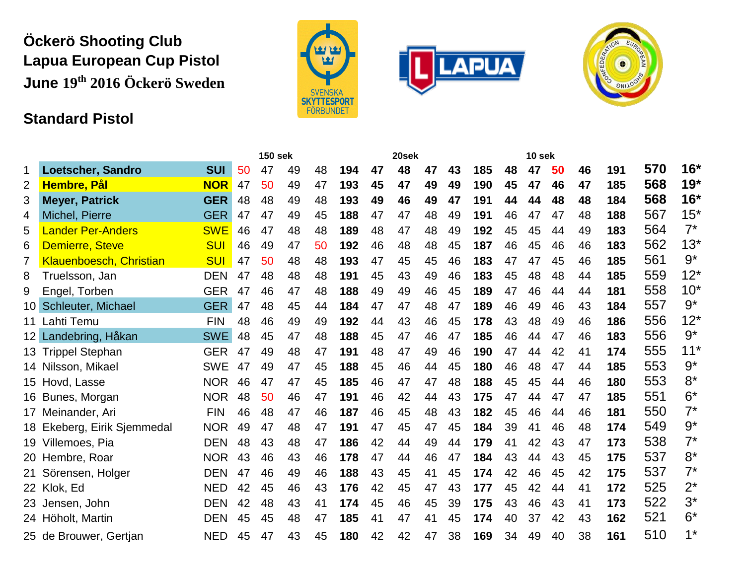**Öckerö Shooting Club**
**Lapua European Cup Pistol**
**June 19th 2016 Öckerö Sweden**

## Standard Pistol

| | | | 150 sek | | | | | 20sek | | | | | 10 sek | | | | | | |
|---|---|---|---|---|---|---|---|---|---|---|---|---|---|---|---|---|---|---|---|
| 1 | **Loetscher, Sandro** | **SUI** | 50 | 47 | 49 | 48 | **194** | **47** | **48** | **47** | **43** | **185** | **48** | **47** | **50** | **46** | **191** | **570** | **16*** |
| 2 | **Hembre, Pål** | **NOR** | 47 | 50 | 49 | 47 | **193** | **45** | **47** | **49** | **49** | **190** | **45** | **47** | **46** | **47** | **185** | **568** | **19*** |
| 3 | **Meyer, Patrick** | **GER** | 48 | 48 | 49 | 48 | **193** | **49** | **46** | **49** | **47** | **191** | **44** | **44** | **48** | **48** | **184** | **568** | **16*** |
| 4 | Michel, Pierre | GER | 47 | 47 | 49 | 45 | **188** | 47 | 47 | 48 | 49 | **191** | 46 | 47 | 47 | 48 | **188** | 567 | 15* |
| 5 | Lander Per-Anders | SWE | 46 | 47 | 48 | 48 | **189** | 48 | 47 | 48 | 49 | **192** | 45 | 45 | 44 | 49 | **183** | 564 | 7* |
| 6 | Demierre, Steve | SUI | 46 | 49 | 47 | 50 | **192** | 46 | 48 | 48 | 45 | **187** | 46 | 45 | 46 | 46 | **183** | 562 | 13* |
| 7 | Klauenboesch, Christian | SUI | 47 | 50 | 48 | 48 | **193** | 47 | 45 | 45 | 46 | **183** | 47 | 47 | 45 | 46 | **185** | 561 | 9* |
| 8 | Truelsson, Jan | DEN | 47 | 48 | 48 | 48 | **191** | 45 | 43 | 49 | 46 | **183** | 45 | 48 | 48 | 44 | **185** | 559 | 12* |
| 9 | Engel, Torben | GER | 47 | 46 | 47 | 48 | **188** | 49 | 49 | 46 | 45 | **189** | 47 | 46 | 44 | 44 | **181** | 558 | 10* |
| 10 | Schleuter, Michael | GER | 47 | 48 | 45 | 44 | **184** | 47 | 47 | 48 | 47 | **189** | 46 | 49 | 46 | 43 | **184** | 557 | 9* |
| 11 | Lahti Temu | FIN | 48 | 46 | 49 | 49 | **192** | 44 | 43 | 46 | 45 | **178** | 43 | 48 | 49 | 46 | **186** | 556 | 12* |
| 12 | Landebring, Håkan | SWE | 48 | 45 | 47 | 48 | **188** | 45 | 47 | 46 | 47 | **185** | 46 | 44 | 47 | 46 | **183** | 556 | 9* |
| 13 | Trippel Stephan | GER | 47 | 49 | 48 | 47 | **191** | 48 | 47 | 49 | 46 | **190** | 47 | 44 | 42 | 41 | **174** | 555 | 11* |
| 14 | Nilsson, Mikael | SWE | 47 | 49 | 47 | 45 | **188** | 45 | 46 | 44 | 45 | **180** | 46 | 48 | 47 | 44 | **185** | 553 | 9* |
| 15 | Hovd, Lasse | NOR | 46 | 47 | 47 | 45 | **185** | 46 | 47 | 47 | 48 | **188** | 45 | 45 | 44 | 46 | **180** | 553 | 8* |
| 16 | Bunes, Morgan | NOR | 48 | 50 | 46 | 47 | **191** | 46 | 42 | 44 | 43 | **175** | 47 | 44 | 47 | 47 | **185** | 551 | 6* |
| 17 | Meinander, Ari | FIN | 46 | 48 | 47 | 46 | **187** | 46 | 45 | 48 | 43 | **182** | 45 | 46 | 44 | 46 | **181** | 550 | 7* |
| 18 | Ekeberg, Eirik Sjemmedal | NOR | 49 | 47 | 48 | 47 | **191** | 47 | 45 | 47 | 45 | **184** | 39 | 41 | 46 | 48 | **174** | 549 | 9* |
| 19 | Villemoes, Pia | DEN | 48 | 43 | 48 | 47 | **186** | 42 | 44 | 49 | 44 | **179** | 41 | 42 | 43 | 47 | **173** | 538 | 7* |
| 20 | Hembre, Roar | NOR | 43 | 46 | 43 | 46 | **178** | 47 | 44 | 46 | 47 | **184** | 43 | 44 | 43 | 45 | **175** | 537 | 8* |
| 21 | Sörensen, Holger | DEN | 47 | 46 | 49 | 46 | **188** | 43 | 45 | 41 | 45 | **174** | 42 | 46 | 45 | 42 | **175** | 537 | 7* |
| 22 | Klok, Ed | NED | 42 | 45 | 46 | 43 | **176** | 42 | 45 | 47 | 43 | **177** | 45 | 42 | 44 | 41 | **172** | 525 | 2* |
| 23 | Jensen, John | DEN | 42 | 48 | 43 | 41 | **174** | 45 | 46 | 45 | 39 | **175** | 43 | 46 | 43 | 41 | **173** | 522 | 3* |
| 24 | Höholt, Martin | DEN | 45 | 45 | 48 | 47 | **185** | 41 | 47 | 41 | 45 | **174** | 40 | 37 | 42 | 43 | **162** | 521 | 6* |
| 25 | de Brouwer, Gertjan | NED | 45 | 47 | 43 | 45 | **180** | 42 | 42 | 47 | 38 | **169** | 34 | 49 | 40 | 38 | **161** | 510 | 1* |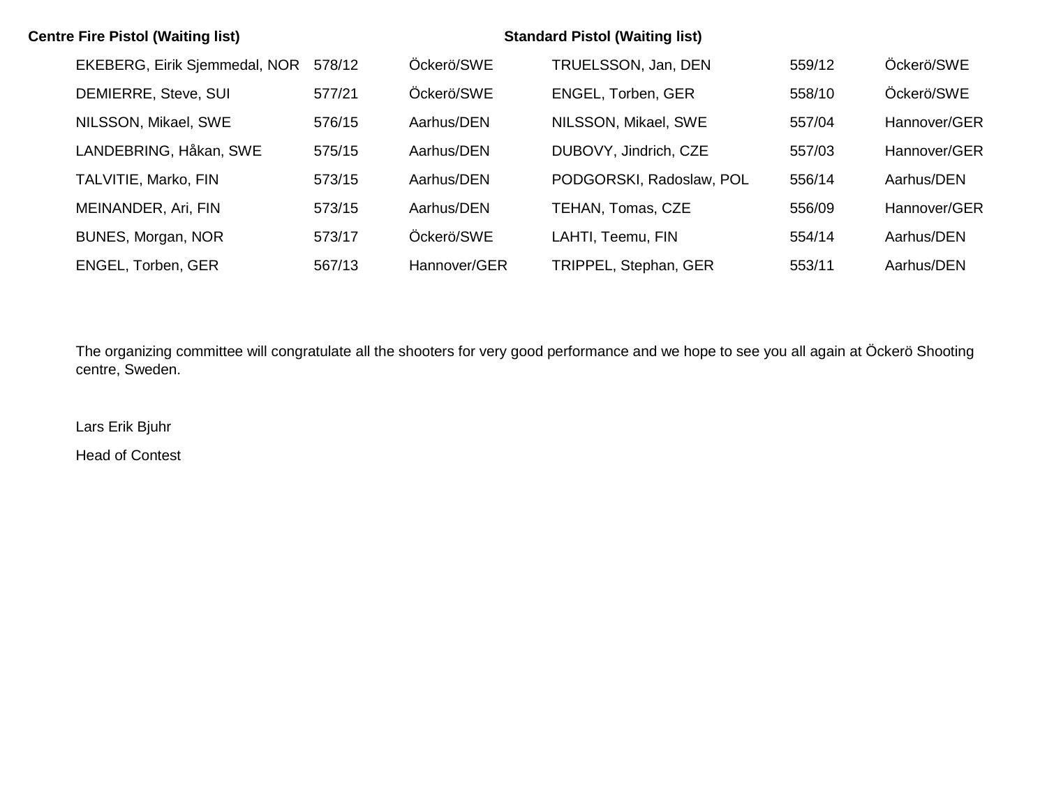| Centre Fire Pistol (Waiting list) | | | Standard Pistol (Waiting list) | | |
|---|---|---|---|---|---|
| EKEBERG, Eirik Sjemmedal, NOR | 578/12 | Öckerö/SWE | TRUELSSON, Jan, DEN | 559/12 | Öckerö/SWE |
| DEMIERRE, Steve, SUI | 577/21 | Öckerö/SWE | ENGEL, Torben, GER | 558/10 | Öckerö/SWE |
| NILSSON, Mikael, SWE | 576/15 | Aarhus/DEN | NILSSON, Mikael, SWE | 557/04 | Hannover/GER |
| LANDEBRING, Håkan, SWE | 575/15 | Aarhus/DEN | DUBOVY, Jindrich, CZE | 557/03 | Hannover/GER |
| TALVITIE, Marko, FIN | 573/15 | Aarhus/DEN | PODGORSKI, Radoslaw, POL | 556/14 | Aarhus/DEN |
| MEINANDER, Ari, FIN | 573/15 | Aarhus/DEN | TEHAN, Tomas, CZE | 556/09 | Hannover/GER |
| BUNES, Morgan, NOR | 573/17 | Öckerö/SWE | LAHTI, Teemu, FIN | 554/14 | Aarhus/DEN |
| ENGEL, Torben, GER | 567/13 | Hannover/GER | TRIPPEL, Stephan, GER | 553/11 | Aarhus/DEN |

The organizing committee will congratulate all the shooters for very good performance and we hope to see you all again at Öckerö Shooting centre, Sweden.

Lars Erik Bjuhr

Head of Contest